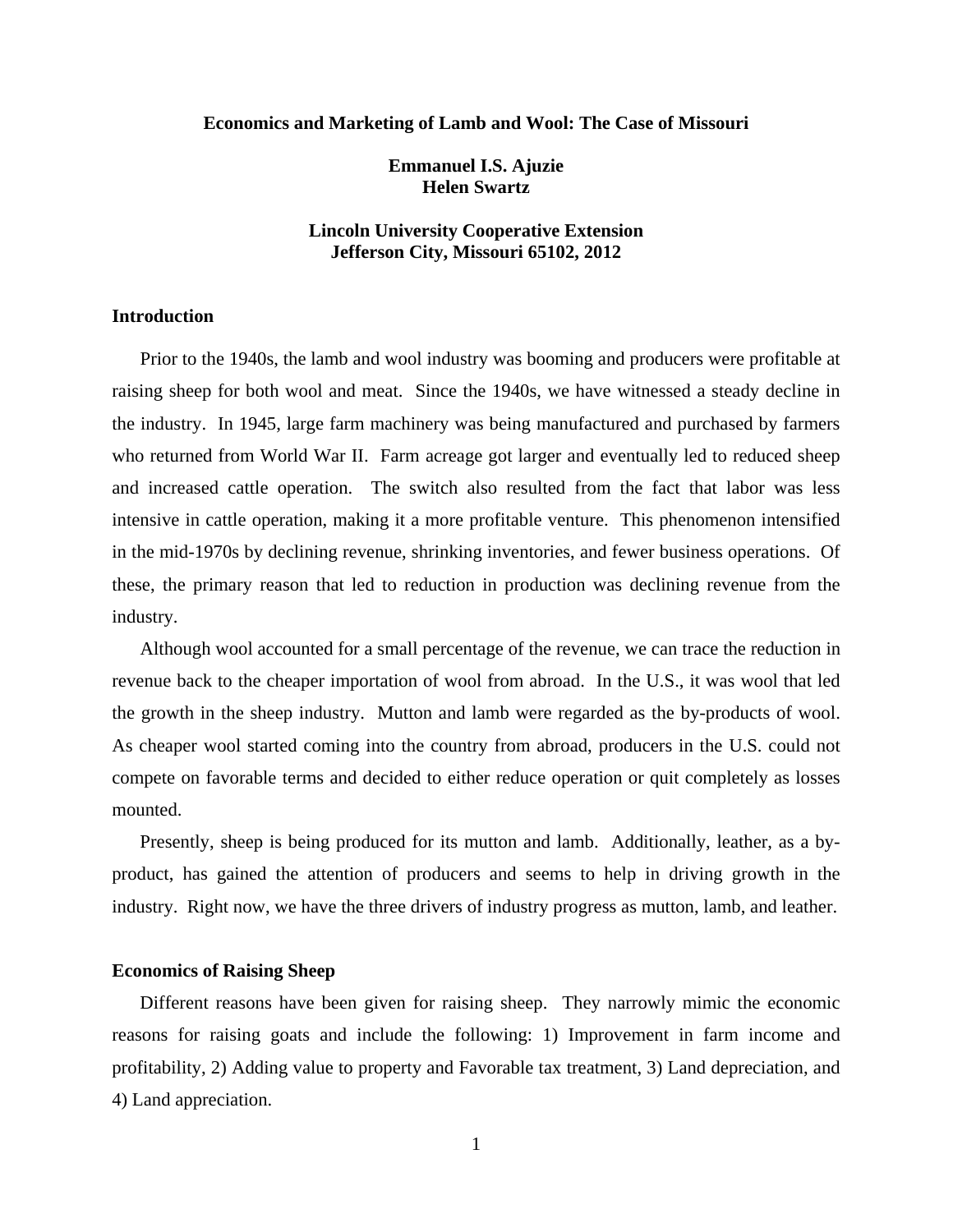# Economics and Marketing of Lamb and Wool: The Case of Missouri

**Emmanuel I.S. Ajuzie**
**Helen Swartz**

**Lincoln University Cooperative Extension**
**Jefferson City, Missouri 65102, 2012**

## Introduction

Prior to the 1940s, the lamb and wool industry was booming and producers were profitable at raising sheep for both wool and meat. Since the 1940s, we have witnessed a steady decline in the industry. In 1945, large farm machinery was being manufactured and purchased by farmers who returned from World War II. Farm acreage got larger and eventually led to reduced sheep and increased cattle operation. The switch also resulted from the fact that labor was less intensive in cattle operation, making it a more profitable venture. This phenomenon intensified in the mid-1970s by declining revenue, shrinking inventories, and fewer business operations. Of these, the primary reason that led to reduction in production was declining revenue from the industry.

Although wool accounted for a small percentage of the revenue, we can trace the reduction in revenue back to the cheaper importation of wool from abroad. In the U.S., it was wool that led the growth in the sheep industry. Mutton and lamb were regarded as the by-products of wool. As cheaper wool started coming into the country from abroad, producers in the U.S. could not compete on favorable terms and decided to either reduce operation or quit completely as losses mounted.

Presently, sheep is being produced for its mutton and lamb. Additionally, leather, as a by-product, has gained the attention of producers and seems to help in driving growth in the industry. Right now, we have the three drivers of industry progress as mutton, lamb, and leather.

## Economics of Raising Sheep

Different reasons have been given for raising sheep. They narrowly mimic the economic reasons for raising goats and include the following: 1) Improvement in farm income and profitability, 2) Adding value to property and Favorable tax treatment, 3) Land depreciation, and 4) Land appreciation.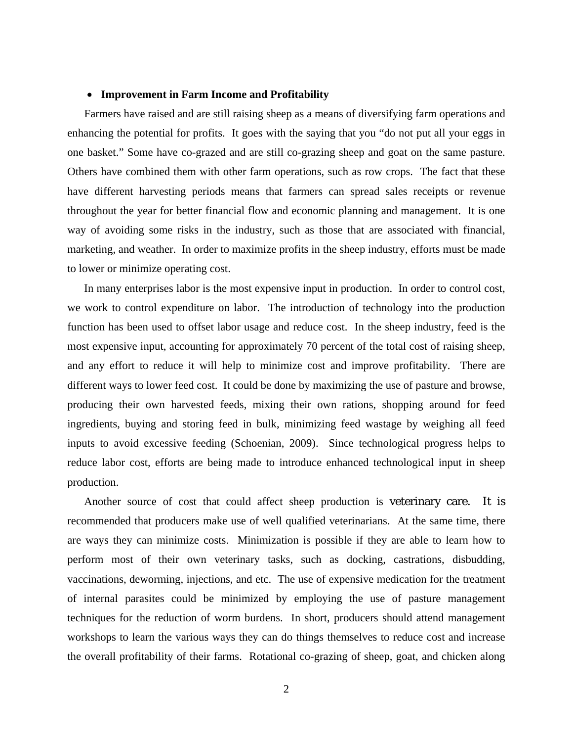- **Improvement in Farm Income and Profitability**

Farmers have raised and are still raising sheep as a means of diversifying farm operations and enhancing the potential for profits. It goes with the saying that you "do not put all your eggs in one basket." Some have co-grazed and are still co-grazing sheep and goat on the same pasture. Others have combined them with other farm operations, such as row crops. The fact that these have different harvesting periods means that farmers can spread sales receipts or revenue throughout the year for better financial flow and economic planning and management. It is one way of avoiding some risks in the industry, such as those that are associated with financial, marketing, and weather. In order to maximize profits in the sheep industry, efforts must be made to lower or minimize operating cost.

In many enterprises labor is the most expensive input in production. In order to control cost, we work to control expenditure on labor. The introduction of technology into the production function has been used to offset labor usage and reduce cost. In the sheep industry, feed is the most expensive input, accounting for approximately 70 percent of the total cost of raising sheep, and any effort to reduce it will help to minimize cost and improve profitability. There are different ways to lower feed cost. It could be done by maximizing the use of pasture and browse, producing their own harvested feeds, mixing their own rations, shopping around for feed ingredients, buying and storing feed in bulk, minimizing feed wastage by weighing all feed inputs to avoid excessive feeding (Schoenian, 2009). Since technological progress helps to reduce labor cost, efforts are being made to introduce enhanced technological input in sheep production.

Another source of cost that could affect sheep production is veterinary care. It is recommended that producers make use of well qualified veterinarians. At the same time, there are ways they can minimize costs. Minimization is possible if they are able to learn how to perform most of their own veterinary tasks, such as docking, castrations, disbudding, vaccinations, deworming, injections, and etc. The use of expensive medication for the treatment of internal parasites could be minimized by employing the use of pasture management techniques for the reduction of worm burdens. In short, producers should attend management workshops to learn the various ways they can do things themselves to reduce cost and increase the overall profitability of their farms. Rotational co-grazing of sheep, goat, and chicken along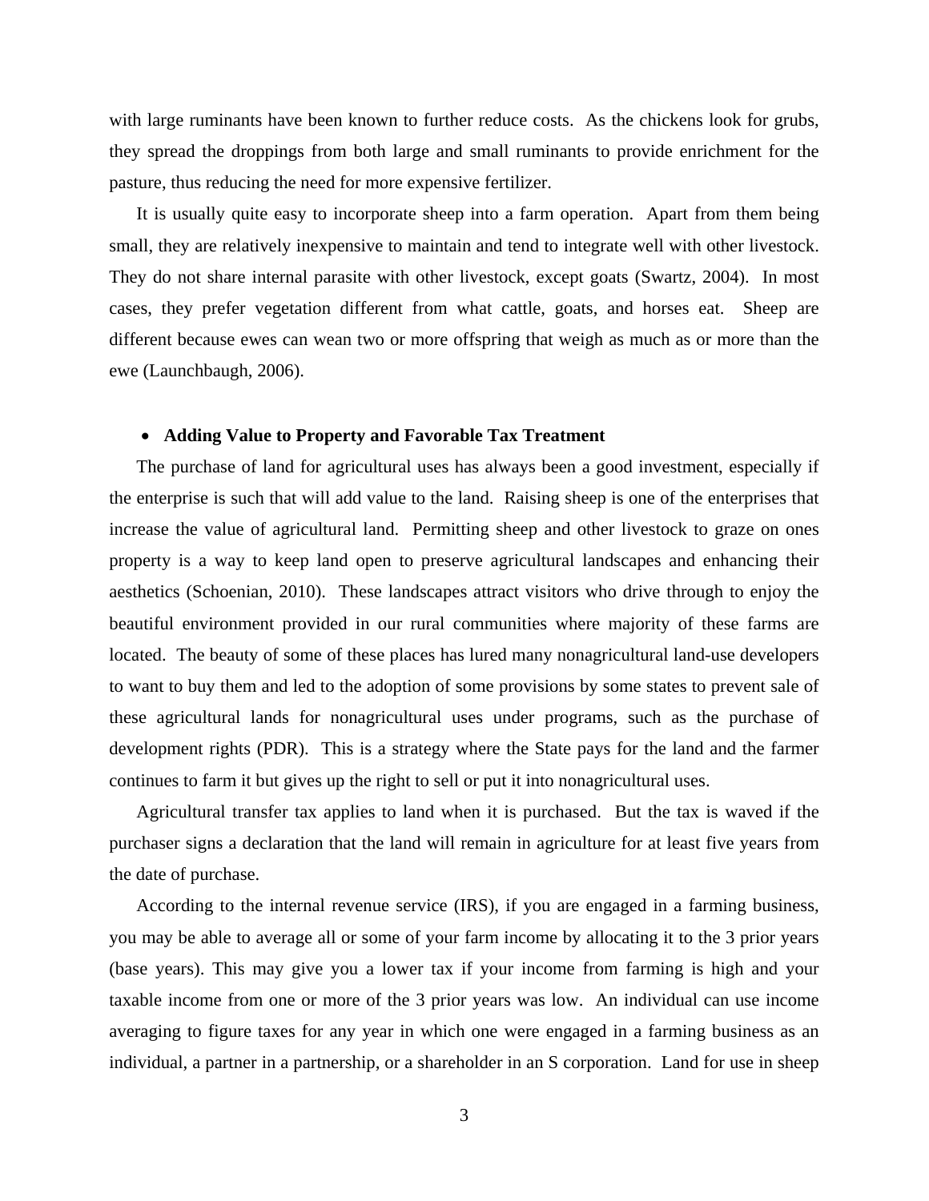with large ruminants have been known to further reduce costs. As the chickens look for grubs, they spread the droppings from both large and small ruminants to provide enrichment for the pasture, thus reducing the need for more expensive fertilizer.

It is usually quite easy to incorporate sheep into a farm operation. Apart from them being small, they are relatively inexpensive to maintain and tend to integrate well with other livestock. They do not share internal parasite with other livestock, except goats (Swartz, 2004). In most cases, they prefer vegetation different from what cattle, goats, and horses eat. Sheep are different because ewes can wean two or more offspring that weigh as much as or more than the ewe (Launchbaugh, 2006).

- **Adding Value to Property and Favorable Tax Treatment**

The purchase of land for agricultural uses has always been a good investment, especially if the enterprise is such that will add value to the land. Raising sheep is one of the enterprises that increase the value of agricultural land. Permitting sheep and other livestock to graze on ones property is a way to keep land open to preserve agricultural landscapes and enhancing their aesthetics (Schoenian, 2010). These landscapes attract visitors who drive through to enjoy the beautiful environment provided in our rural communities where majority of these farms are located. The beauty of some of these places has lured many nonagricultural land-use developers to want to buy them and led to the adoption of some provisions by some states to prevent sale of these agricultural lands for nonagricultural uses under programs, such as the purchase of development rights (PDR). This is a strategy where the State pays for the land and the farmer continues to farm it but gives up the right to sell or put it into nonagricultural uses.

Agricultural transfer tax applies to land when it is purchased. But the tax is waved if the purchaser signs a declaration that the land will remain in agriculture for at least five years from the date of purchase.

According to the internal revenue service (IRS), if you are engaged in a farming business, you may be able to average all or some of your farm income by allocating it to the 3 prior years (base years). This may give you a lower tax if your income from farming is high and your taxable income from one or more of the 3 prior years was low. An individual can use income averaging to figure taxes for any year in which one were engaged in a farming business as an individual, a partner in a partnership, or a shareholder in an S corporation. Land for use in sheep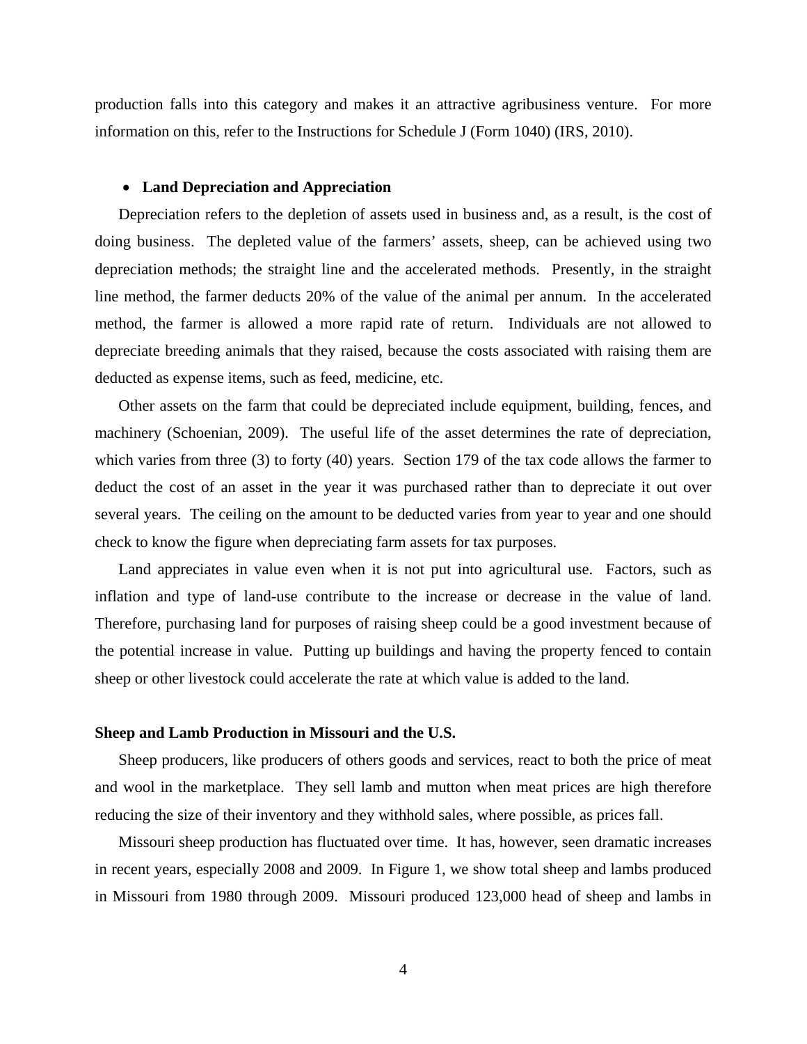production falls into this category and makes it an attractive agribusiness venture. For more information on this, refer to the Instructions for Schedule J (Form 1040) (IRS, 2010).

- **Land Depreciation and Appreciation**

Depreciation refers to the depletion of assets used in business and, as a result, is the cost of doing business. The depleted value of the farmers' assets, sheep, can be achieved using two depreciation methods; the straight line and the accelerated methods. Presently, in the straight line method, the farmer deducts 20% of the value of the animal per annum. In the accelerated method, the farmer is allowed a more rapid rate of return. Individuals are not allowed to depreciate breeding animals that they raised, because the costs associated with raising them are deducted as expense items, such as feed, medicine, etc.

Other assets on the farm that could be depreciated include equipment, building, fences, and machinery (Schoenian, 2009). The useful life of the asset determines the rate of depreciation, which varies from three (3) to forty (40) years. Section 179 of the tax code allows the farmer to deduct the cost of an asset in the year it was purchased rather than to depreciate it out over several years. The ceiling on the amount to be deducted varies from year to year and one should check to know the figure when depreciating farm assets for tax purposes.

Land appreciates in value even when it is not put into agricultural use. Factors, such as inflation and type of land-use contribute to the increase or decrease in the value of land. Therefore, purchasing land for purposes of raising sheep could be a good investment because of the potential increase in value. Putting up buildings and having the property fenced to contain sheep or other livestock could accelerate the rate at which value is added to the land.

## Sheep and Lamb Production in Missouri and the U.S.

Sheep producers, like producers of others goods and services, react to both the price of meat and wool in the marketplace. They sell lamb and mutton when meat prices are high therefore reducing the size of their inventory and they withhold sales, where possible, as prices fall.

Missouri sheep production has fluctuated over time. It has, however, seen dramatic increases in recent years, especially 2008 and 2009. In Figure 1, we show total sheep and lambs produced in Missouri from 1980 through 2009. Missouri produced 123,000 head of sheep and lambs in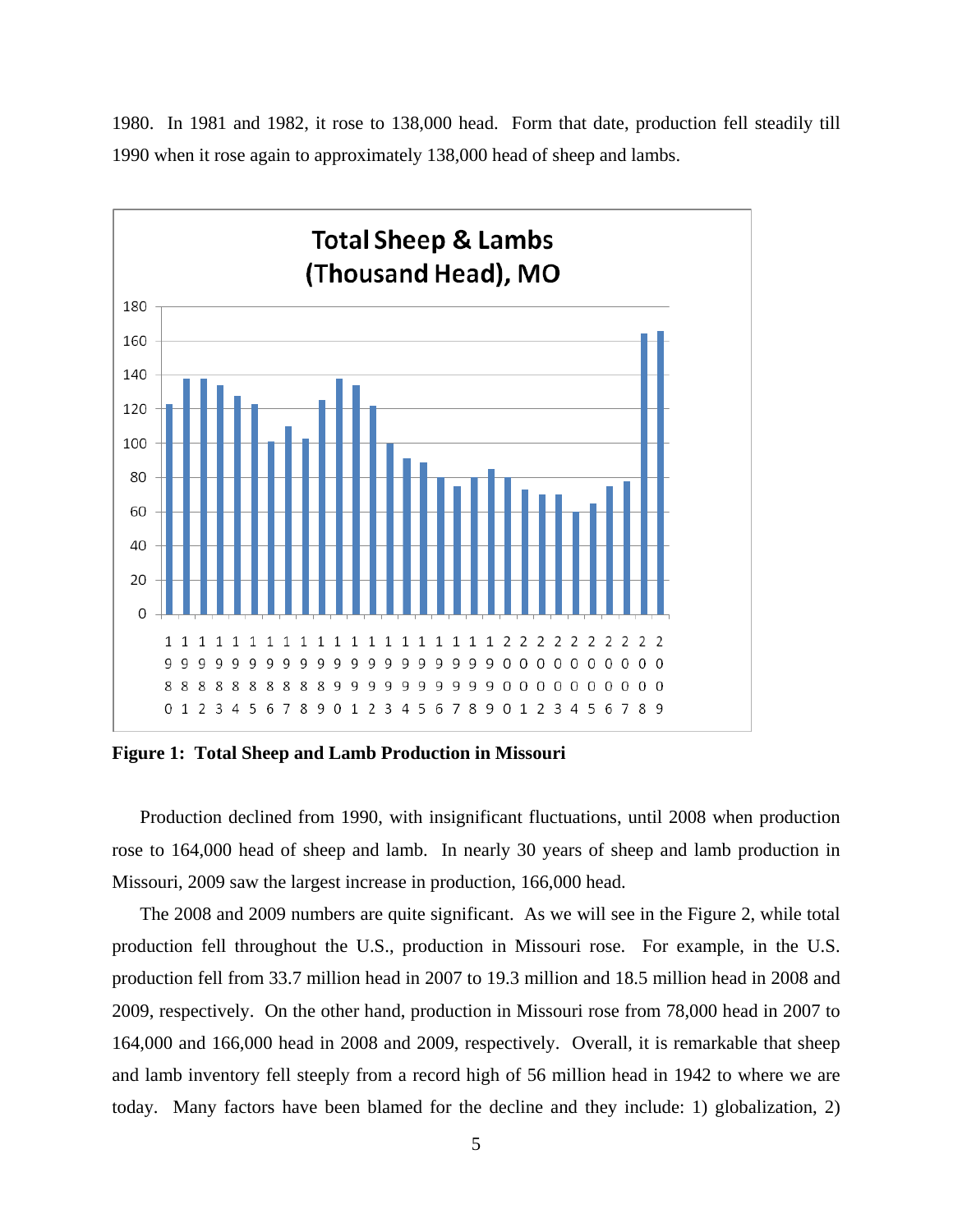1980. In 1981 and 1982, it rose to 138,000 head. Form that date, production fell steadily till 1990 when it rose again to approximately 138,000 head of sheep and lambs.

**Figure 1: Total Sheep and Lamb Production in Missouri**

Production declined from 1990, with insignificant fluctuations, until 2008 when production rose to 164,000 head of sheep and lamb. In nearly 30 years of sheep and lamb production in Missouri, 2009 saw the largest increase in production, 166,000 head.

The 2008 and 2009 numbers are quite significant. As we will see in the Figure 2, while total production fell throughout the U.S., production in Missouri rose. For example, in the U.S. production fell from 33.7 million head in 2007 to 19.3 million and 18.5 million head in 2008 and 2009, respectively. On the other hand, production in Missouri rose from 78,000 head in 2007 to 164,000 and 166,000 head in 2008 and 2009, respectively. Overall, it is remarkable that sheep and lamb inventory fell steeply from a record high of 56 million head in 1942 to where we are today. Many factors have been blamed for the decline and they include: 1) globalization, 2)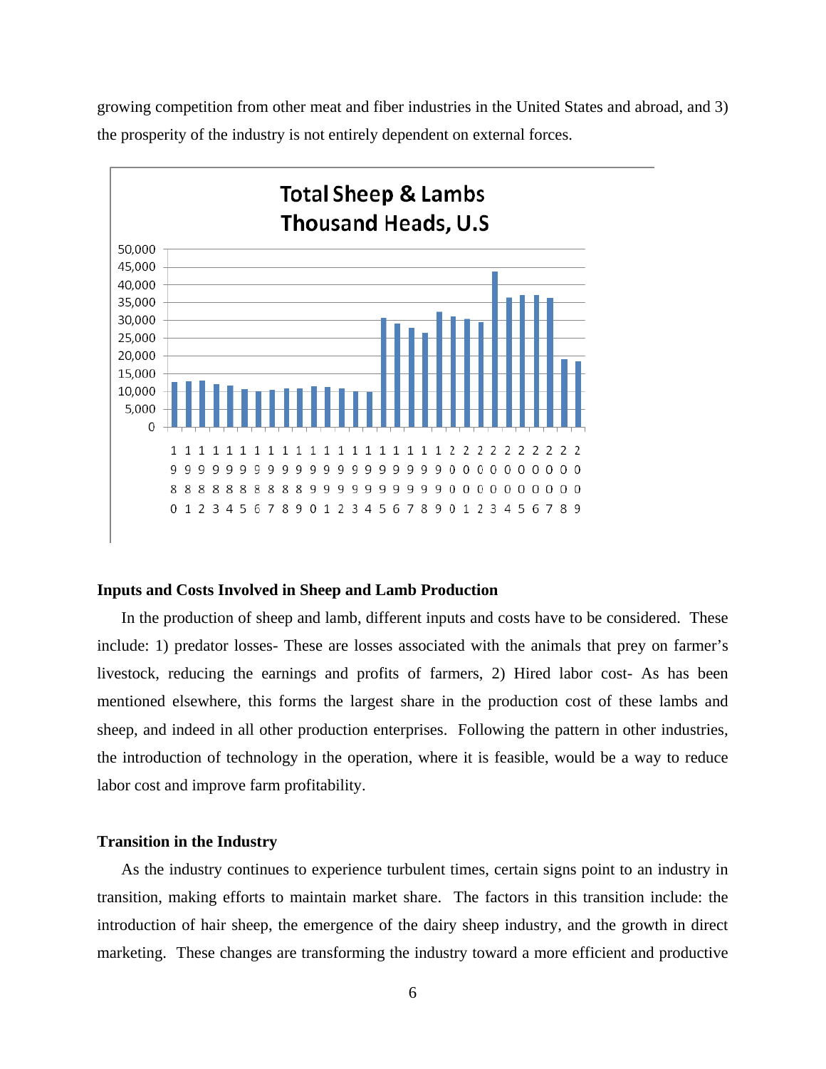growing competition from other meat and fiber industries in the United States and abroad, and 3) the prosperity of the industry is not entirely dependent on external forces.

**Total Sheep & Lambs Thousand Heads, U.S**

### Inputs and Costs Involved in Sheep and Lamb Production

In the production of sheep and lamb, different inputs and costs have to be considered. These include: 1) predator losses- These are losses associated with the animals that prey on farmer's livestock, reducing the earnings and profits of farmers, 2) Hired labor cost- As has been mentioned elsewhere, this forms the largest share in the production cost of these lambs and sheep, and indeed in all other production enterprises. Following the pattern in other industries, the introduction of technology in the operation, where it is feasible, would be a way to reduce labor cost and improve farm profitability.

### Transition in the Industry

As the industry continues to experience turbulent times, certain signs point to an industry in transition, making efforts to maintain market share. The factors in this transition include: the introduction of hair sheep, the emergence of the dairy sheep industry, and the growth in direct marketing. These changes are transforming the industry toward a more efficient and productive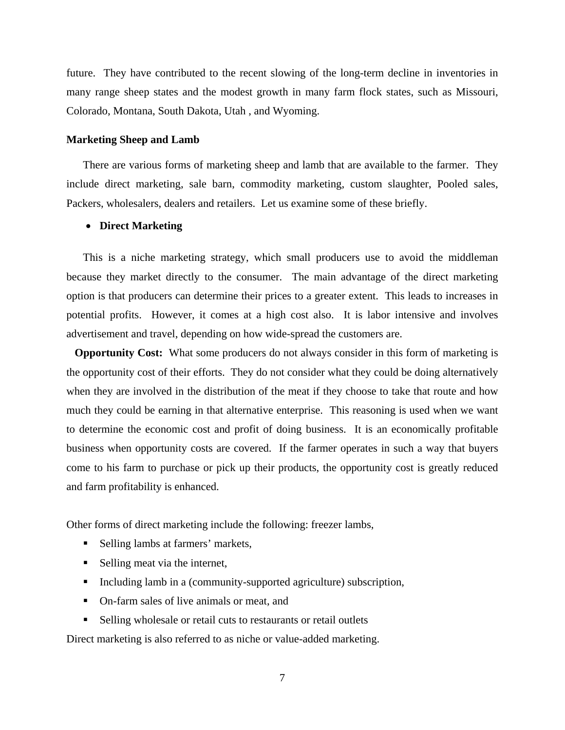future. They have contributed to the recent slowing of the long-term decline in inventories in many range sheep states and the modest growth in many farm flock states, such as Missouri, Colorado, Montana, South Dakota, Utah , and Wyoming.

**Marketing Sheep and Lamb**

There are various forms of marketing sheep and lamb that are available to the farmer. They include direct marketing, sale barn, commodity marketing, custom slaughter, Pooled sales, Packers, wholesalers, dealers and retailers. Let us examine some of these briefly.

- **Direct Marketing**

This is a niche marketing strategy, which small producers use to avoid the middleman because they market directly to the consumer. The main advantage of the direct marketing option is that producers can determine their prices to a greater extent. This leads to increases in potential profits. However, it comes at a high cost also. It is labor intensive and involves advertisement and travel, depending on how wide-spread the customers are.

**Opportunity Cost:** What some producers do not always consider in this form of marketing is the opportunity cost of their efforts. They do not consider what they could be doing alternatively when they are involved in the distribution of the meat if they choose to take that route and how much they could be earning in that alternative enterprise. This reasoning is used when we want to determine the economic cost and profit of doing business. It is an economically profitable business when opportunity costs are covered. If the farmer operates in such a way that buyers come to his farm to purchase or pick up their products, the opportunity cost is greatly reduced and farm profitability is enhanced.

Other forms of direct marketing include the following: freezer lambs,

- Selling lambs at farmers' markets,
- Selling meat via the internet,
- Including lamb in a (community-supported agriculture) subscription,
- On-farm sales of live animals or meat, and
- Selling wholesale or retail cuts to restaurants or retail outlets

Direct marketing is also referred to as niche or value-added marketing.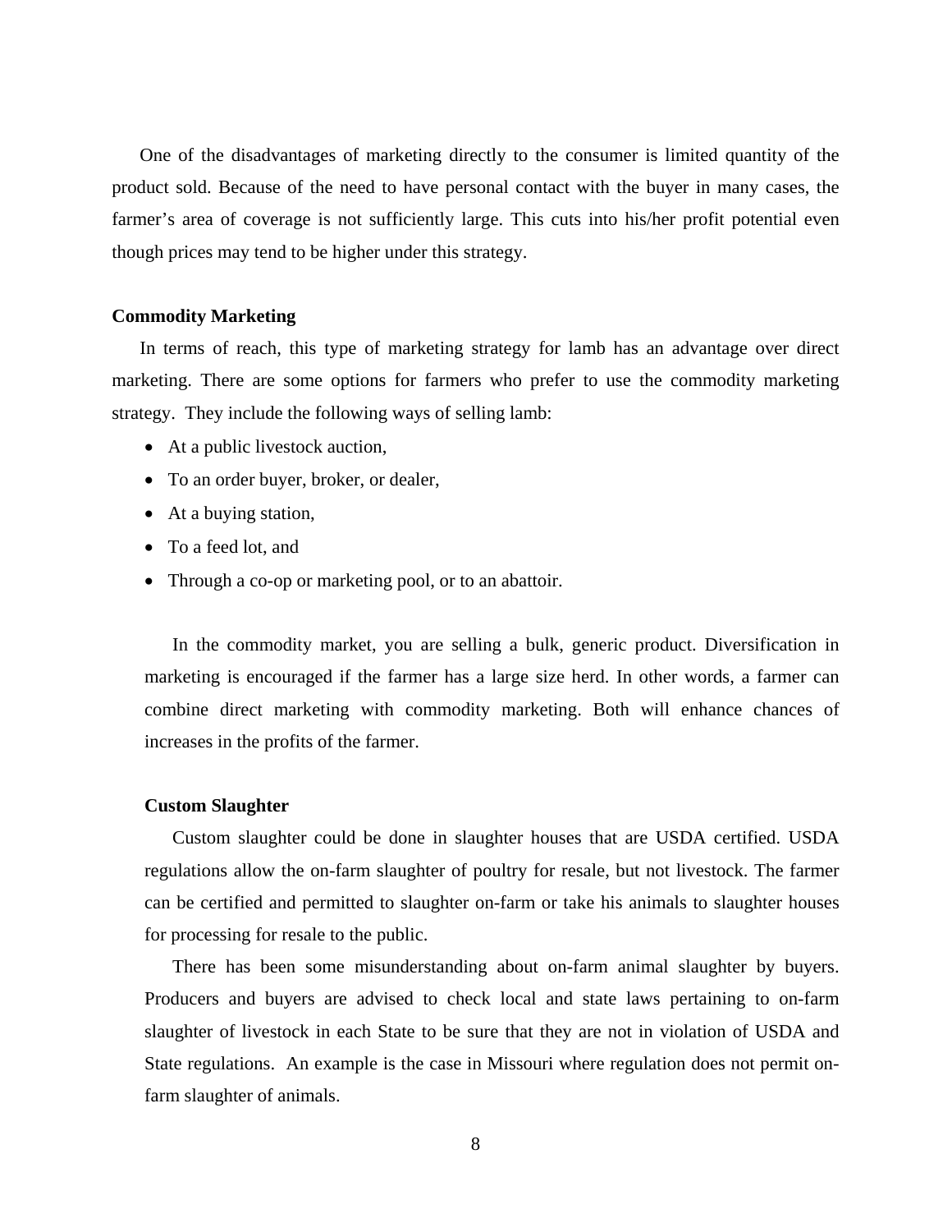One of the disadvantages of marketing directly to the consumer is limited quantity of the product sold. Because of the need to have personal contact with the buyer in many cases, the farmer's area of coverage is not sufficiently large. This cuts into his/her profit potential even though prices may tend to be higher under this strategy.

**Commodity Marketing**

In terms of reach, this type of marketing strategy for lamb has an advantage over direct marketing. There are some options for farmers who prefer to use the commodity marketing strategy. They include the following ways of selling lamb:

- At a public livestock auction,
- To an order buyer, broker, or dealer,
- At a buying station,
- To a feed lot, and
- Through a co-op or marketing pool, or to an abattoir.

In the commodity market, you are selling a bulk, generic product. Diversification in marketing is encouraged if the farmer has a large size herd. In other words, a farmer can combine direct marketing with commodity marketing. Both will enhance chances of increases in the profits of the farmer.

**Custom Slaughter**

Custom slaughter could be done in slaughter houses that are USDA certified. USDA regulations allow the on-farm slaughter of poultry for resale, but not livestock. The farmer can be certified and permitted to slaughter on-farm or take his animals to slaughter houses for processing for resale to the public.

There has been some misunderstanding about on-farm animal slaughter by buyers. Producers and buyers are advised to check local and state laws pertaining to on-farm slaughter of livestock in each State to be sure that they are not in violation of USDA and State regulations. An example is the case in Missouri where regulation does not permit on-farm slaughter of animals.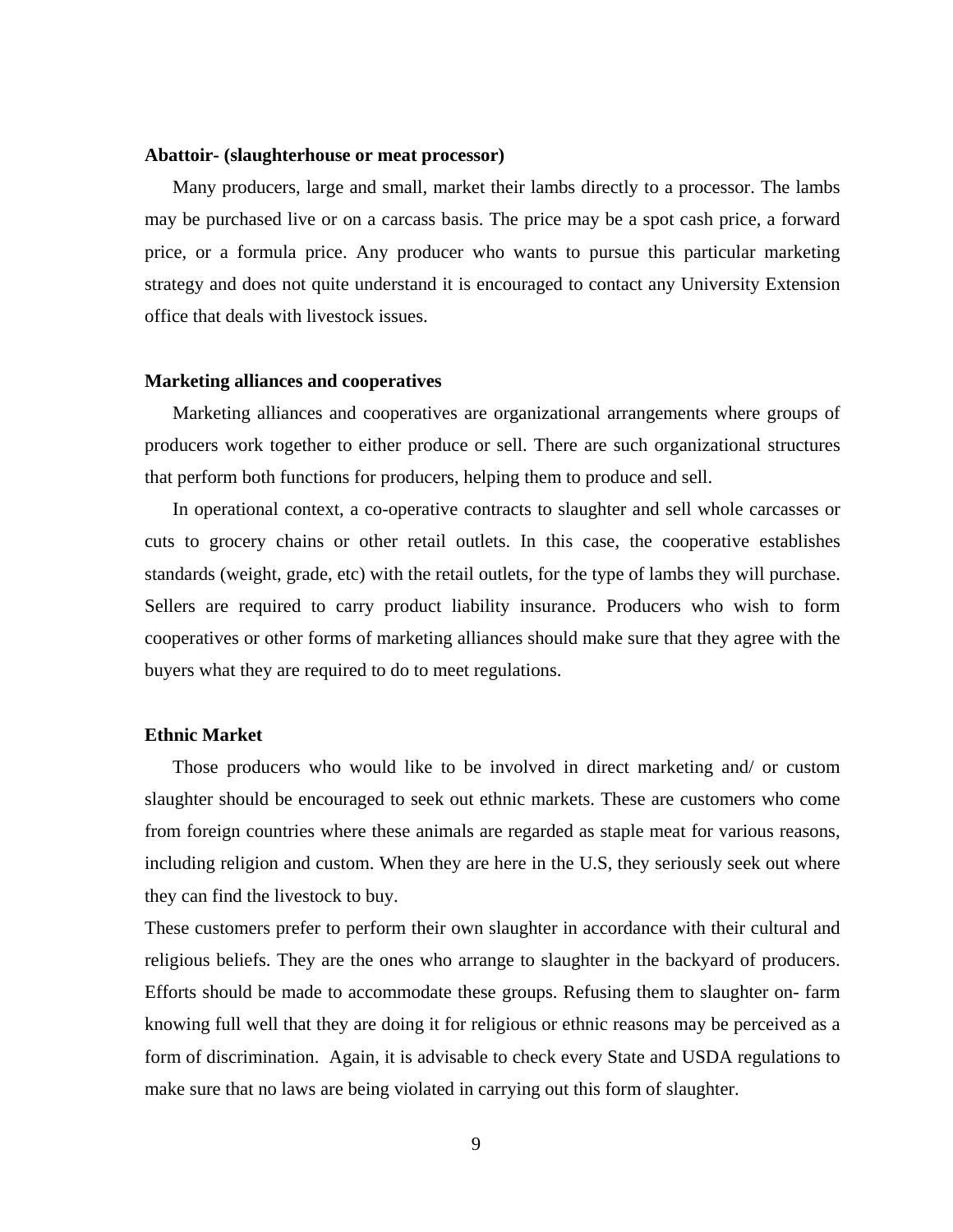**Abattoir- (slaughterhouse or meat processor)**

Many producers, large and small, market their lambs directly to a processor. The lambs may be purchased live or on a carcass basis. The price may be a spot cash price, a forward price, or a formula price. Any producer who wants to pursue this particular marketing strategy and does not quite understand it is encouraged to contact any University Extension office that deals with livestock issues.

**Marketing alliances and cooperatives**

Marketing alliances and cooperatives are organizational arrangements where groups of producers work together to either produce or sell. There are such organizational structures that perform both functions for producers, helping them to produce and sell.

In operational context, a co-operative contracts to slaughter and sell whole carcasses or cuts to grocery chains or other retail outlets. In this case, the cooperative establishes standards (weight, grade, etc) with the retail outlets, for the type of lambs they will purchase. Sellers are required to carry product liability insurance. Producers who wish to form cooperatives or other forms of marketing alliances should make sure that they agree with the buyers what they are required to do to meet regulations.

**Ethnic Market**

Those producers who would like to be involved in direct marketing and/ or custom slaughter should be encouraged to seek out ethnic markets. These are customers who come from foreign countries where these animals are regarded as staple meat for various reasons, including religion and custom. When they are here in the U.S, they seriously seek out where they can find the livestock to buy.

These customers prefer to perform their own slaughter in accordance with their cultural and religious beliefs. They are the ones who arrange to slaughter in the backyard of producers. Efforts should be made to accommodate these groups. Refusing them to slaughter on- farm knowing full well that they are doing it for religious or ethnic reasons may be perceived as a form of discrimination. Again, it is advisable to check every State and USDA regulations to make sure that no laws are being violated in carrying out this form of slaughter.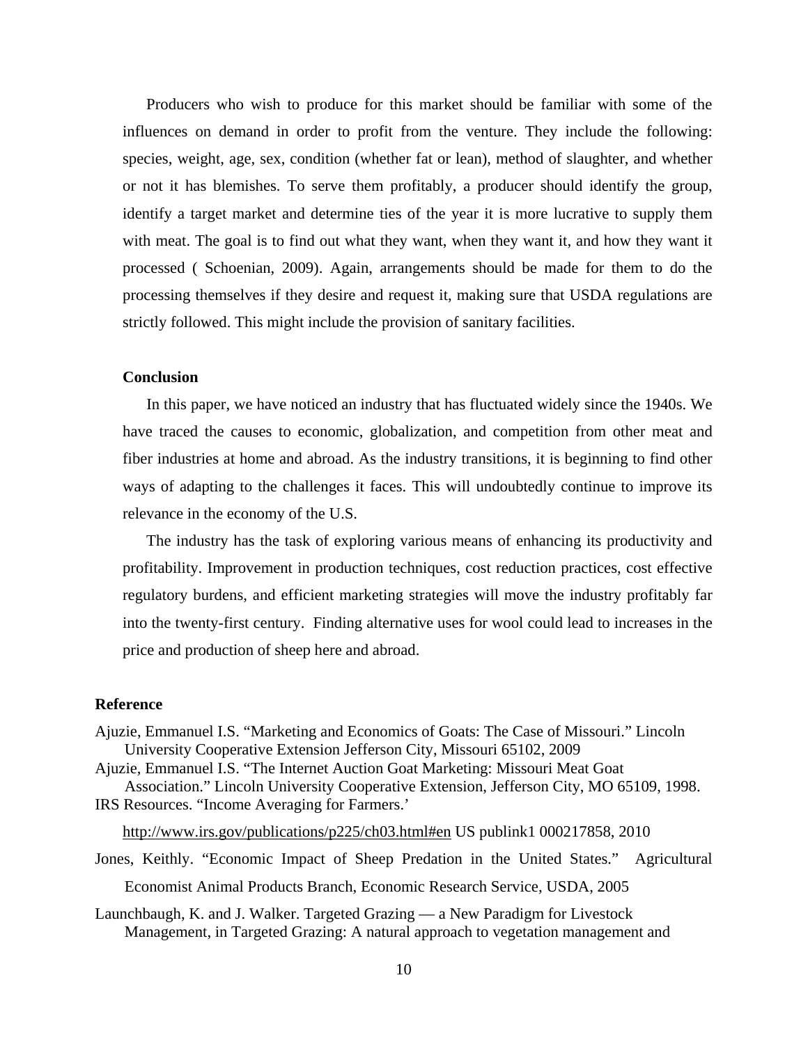Producers who wish to produce for this market should be familiar with some of the influences on demand in order to profit from the venture. They include the following: species, weight, age, sex, condition (whether fat or lean), method of slaughter, and whether or not it has blemishes. To serve them profitably, a producer should identify the group, identify a target market and determine ties of the year it is more lucrative to supply them with meat. The goal is to find out what they want, when they want it, and how they want it processed ( Schoenian, 2009). Again, arrangements should be made for them to do the processing themselves if they desire and request it, making sure that USDA regulations are strictly followed. This might include the provision of sanitary facilities.

**Conclusion**

In this paper, we have noticed an industry that has fluctuated widely since the 1940s. We have traced the causes to economic, globalization, and competition from other meat and fiber industries at home and abroad. As the industry transitions, it is beginning to find other ways of adapting to the challenges it faces. This will undoubtedly continue to improve its relevance in the economy of the U.S.

The industry has the task of exploring various means of enhancing its productivity and profitability. Improvement in production techniques, cost reduction practices, cost effective regulatory burdens, and efficient marketing strategies will move the industry profitably far into the twenty-first century. Finding alternative uses for wool could lead to increases in the price and production of sheep here and abroad.

**Reference**

Ajuzie, Emmanuel I.S. “Marketing and Economics of Goats: The Case of Missouri.” Lincoln University Cooperative Extension Jefferson City, Missouri 65102, 2009

Ajuzie, Emmanuel I.S. “The Internet Auction Goat Marketing: Missouri Meat Goat Association.” Lincoln University Cooperative Extension, Jefferson City, MO 65109, 1998.

IRS Resources. “Income Averaging for Farmers.’ http://www.irs.gov/publications/p225/ch03.html#en US publink1 000217858, 2010

Jones, Keithly. “Economic Impact of Sheep Predation in the United States.” Agricultural Economist Animal Products Branch, Economic Research Service, USDA, 2005

Launchbaugh, K. and J. Walker. Targeted Grazing — a New Paradigm for Livestock Management, in Targeted Grazing: A natural approach to vegetation management and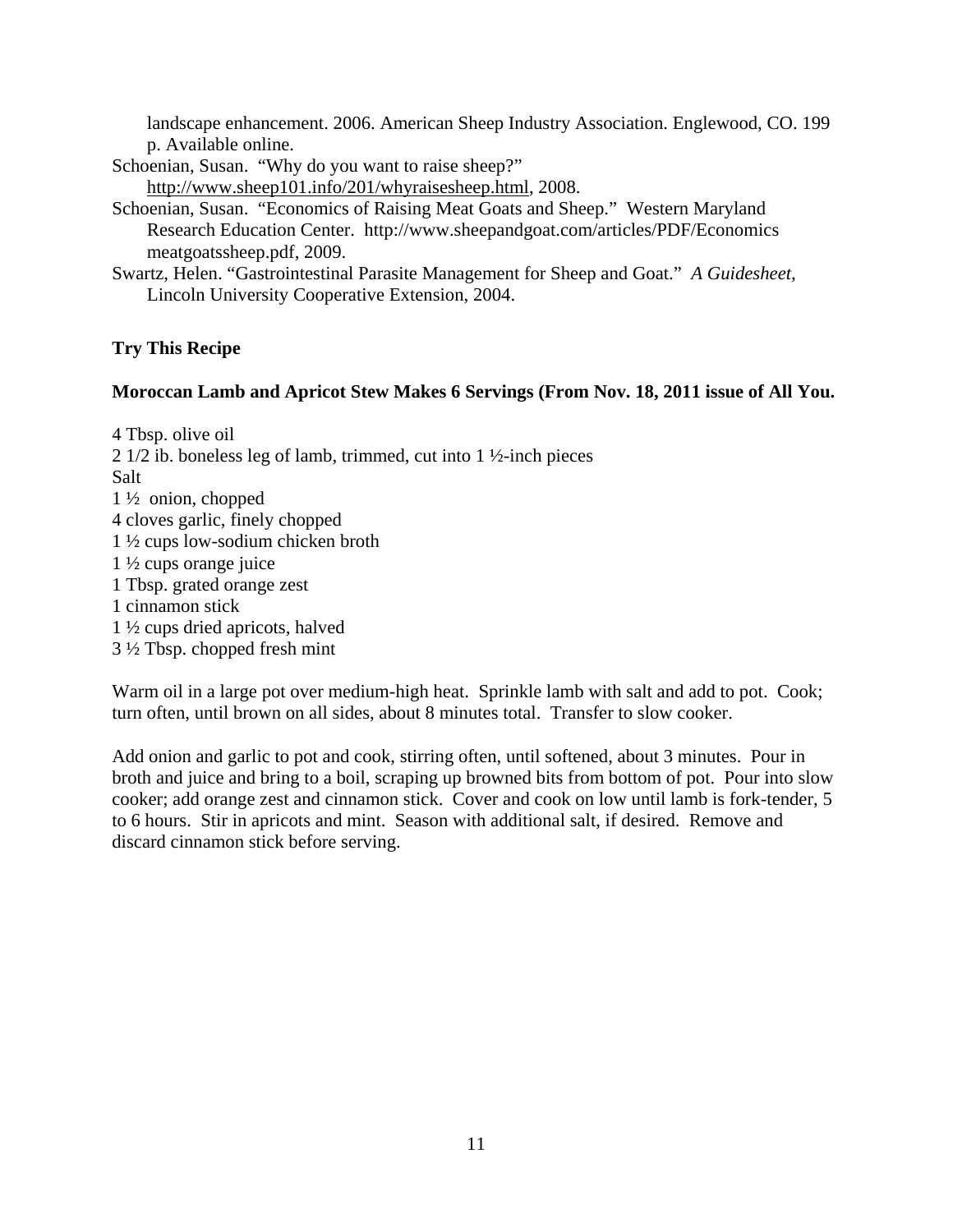landscape enhancement. 2006. American Sheep Industry Association. Englewood, CO. 199 p. Available online.

Schoenian, Susan. "Why do you want to raise sheep?" http://www.sheep101.info/201/whyraisesheep.html, 2008.

Schoenian, Susan. "Economics of Raising Meat Goats and Sheep." Western Maryland Research Education Center. http://www.sheepandgoat.com/articles/PDF/Economics meatgoatssheep.pdf, 2009.

Swartz, Helen. "Gastrointestinal Parasite Management for Sheep and Goat." *A Guidesheet,* Lincoln University Cooperative Extension, 2004.

**Try This Recipe**

**Moroccan Lamb and Apricot Stew Makes 6 Servings (From Nov. 18, 2011 issue of All You.**

4 Tbsp. olive oil
2 1/2 ib. boneless leg of lamb, trimmed, cut into 1 ½-inch pieces
Salt
1 ½ onion, chopped
4 cloves garlic, finely chopped
1 ½ cups low-sodium chicken broth
1 ½ cups orange juice
1 Tbsp. grated orange zest
1 cinnamon stick
1 ½ cups dried apricots, halved
3 ½ Tbsp. chopped fresh mint

Warm oil in a large pot over medium-high heat. Sprinkle lamb with salt and add to pot. Cook; turn often, until brown on all sides, about 8 minutes total. Transfer to slow cooker.

Add onion and garlic to pot and cook, stirring often, until softened, about 3 minutes. Pour in broth and juice and bring to a boil, scraping up browned bits from bottom of pot. Pour into slow cooker; add orange zest and cinnamon stick. Cover and cook on low until lamb is fork-tender, 5 to 6 hours. Stir in apricots and mint. Season with additional salt, if desired. Remove and discard cinnamon stick before serving.